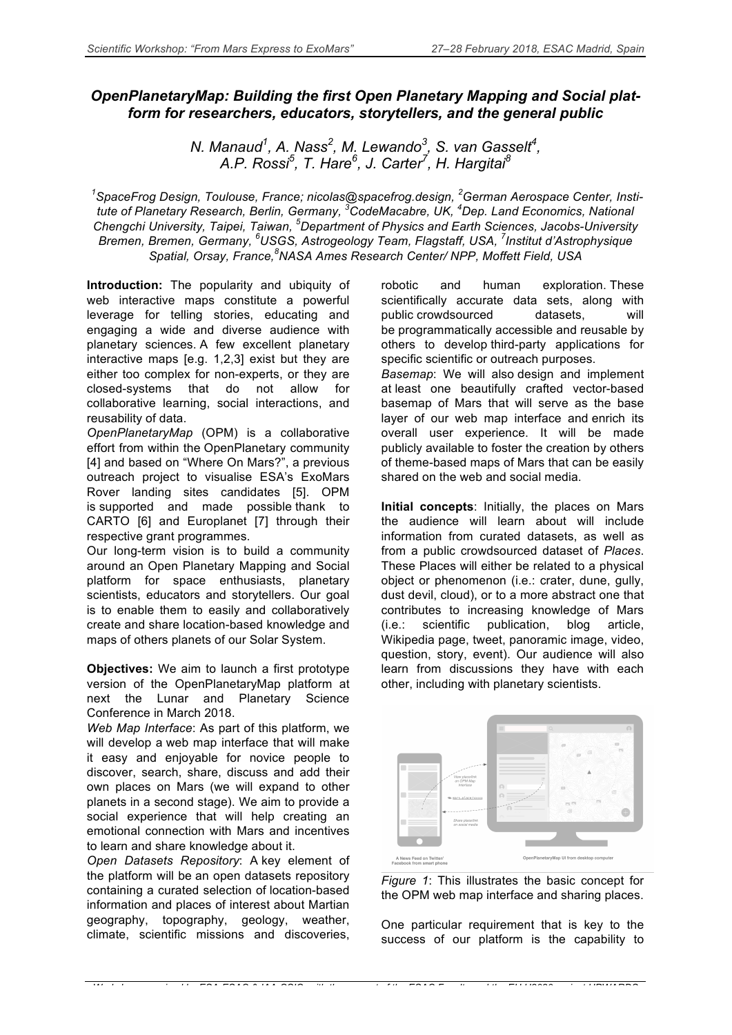# OpenPlanetaryMap: Building the first Open Planetary Mapping and Social platform for researchers, educators, storytellers, and the general public

N. Manaud[1], A. Nass[2], M. Lewando[3], S. van Gasselt[4], A.P. Rossi[5], T. Hare[6], J. Carter[7], H. Hargitai[8]

[1]SpaceFrog Design, Toulouse, France; nicolas@spacefrog.design, [2]German Aerospace Center, Institute of Planetary Research, Berlin, Germany, [3]CodeMacabre, UK, [4]Dep. Land Economics, National Chengchi University, Taipei, Taiwan, [5]Department of Physics and Earth Sciences, Jacobs-University Bremen, Bremen, Germany, [6]USGS, Astrogeology Team, Flagstaff, USA, [7]Institut d'Astrophysique Spatial, Orsay, France, [8]NASA Ames Research Center/ NPP, Moffett Field, USA

**Introduction:** The popularity and ubiquity of web interactive maps constitute a powerful leverage for telling stories, educating and engaging a wide and diverse audience with planetary sciences. A few excellent planetary interactive maps [e.g. 1,2,3] exist but they are either too complex for non-experts, or they are closed-systems that do not allow for collaborative learning, social interactions, and reusability of data.

*OpenPlanetaryMap* (OPM) is a collaborative effort from within the OpenPlanetary community [4] and based on "Where On Mars?", a previous outreach project to visualise ESA's ExoMars Rover landing sites candidates [5]. OPM is supported and made possible thank to CARTO [6] and Europlanet [7] through their respective grant programmes.

Our long-term vision is to build a community around an Open Planetary Mapping and Social platform for space enthusiasts, planetary scientists, educators and storytellers. Our goal is to enable them to easily and collaboratively create and share location-based knowledge and maps of others planets of our Solar System.

**Objectives:** We aim to launch a first prototype version of the OpenPlanetaryMap platform at next the Lunar and Planetary Science Conference in March 2018.

*Web Map Interface*: As part of this platform, we will develop a web map interface that will make it easy and enjoyable for novice people to discover, search, share, discuss and add their own places on Mars (we will expand to other planets in a second stage). We aim to provide a social experience that will help creating an emotional connection with Mars and incentives to learn and share knowledge about it.

*Open Datasets Repository*: A key element of the platform will be an open datasets repository containing a curated selection of location-based information and places of interest about Martian geography, topography, geology, weather, climate, scientific missions and discoveries, robotic and human exploration. These scientifically accurate data sets, along with public crowdsourced datasets, will be programmatically accessible and reusable by others to develop third-party applications for specific scientific or outreach purposes.

*Basemap*: We will also design and implement at least one beautifully crafted vector-based basemap of Mars that will serve as the base layer of our web map interface and enrich its overall user experience. It will be made publicly available to foster the creation by others of theme-based maps of Mars that can be easily shared on the web and social media.

**Initial concepts**: Initially, the places on Mars the audience will learn about will include information from curated datasets, as well as from a public crowdsourced dataset of *Places*. These Places will either be related to a physical object or phenomenon (i.e.: crater, dune, gully, dust devil, cloud), or to a more abstract one that contributes to increasing knowledge of Mars (i.e.: scientific publication, blog article, Wikipedia page, tweet, panoramic image, video, question, story, event). Our audience will also learn from discussions they have with each other, including with planetary scientists.

*Figure 1*: This illustrates the basic concept for the OPM web map interface and sharing places.

One particular requirement that is key to the success of our platform is the capability to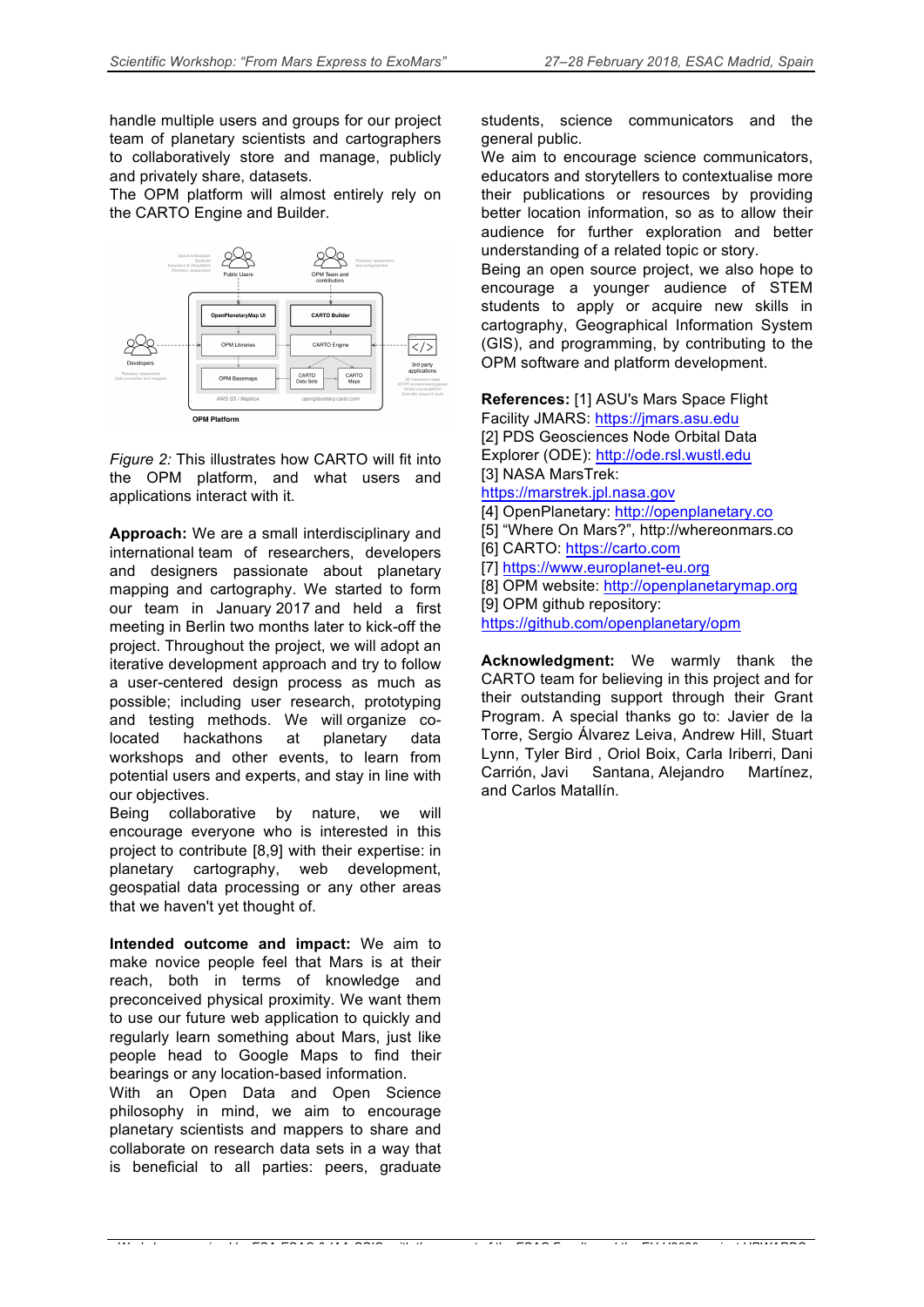handle multiple users and groups for our project team of planetary scientists and cartographers to collaboratively store and manage, publicly and privately share, datasets.

The OPM platform will almost entirely rely on the CARTO Engine and Builder.

Public Users

OPM Team and contributors

Developers

OpenPlanetaryMap UI

CARTO Builder

OPM Libraries

CARTO Engine

OPM Basemaps

CARTO Data Sets

CARTO Maps

3rd party applications

AWS S3 / Mapbox

openplanetary.carto.com

OPM Platform

*Figure 2:* This illustrates how CARTO will fit into the OPM platform, and what users and applications interact with it.

**Approach:** We are a small interdisciplinary and international team of researchers, developers and designers passionate about planetary mapping and cartography. We started to form our team in January 2017 and held a first meeting in Berlin two months later to kick-off the project. Throughout the project, we will adopt an iterative development approach and try to follow a user-centered design process as much as possible; including user research, prototyping and testing methods. We will organize co-located hackathons at planetary data workshops and other events, to learn from potential users and experts, and stay in line with our objectives.

Being collaborative by nature, we will encourage everyone who is interested in this project to contribute [8,9] with their expertise: in planetary cartography, web development, geospatial data processing or any other areas that we haven't yet thought of.

**Intended outcome and impact:** We aim to make novice people feel that Mars is at their reach, both in terms of knowledge and preconceived physical proximity. We want them to use our future web application to quickly and regularly learn something about Mars, just like people head to Google Maps to find their bearings or any location-based information.

With an Open Data and Open Science philosophy in mind, we aim to encourage planetary scientists and mappers to share and collaborate on research data sets in a way that is beneficial to all parties: peers, graduate students, science communicators and the general public.

We aim to encourage science communicators, educators and storytellers to contextualise more their publications or resources by providing better location information, so as to allow their audience for further exploration and better understanding of a related topic or story.

Being an open source project, we also hope to encourage a younger audience of STEM students to apply or acquire new skills in cartography, Geographical Information System (GIS), and programming, by contributing to the OPM software and platform development.

**References:** [1] ASU's Mars Space Flight Facility JMARS: https://jmars.asu.edu
[2] PDS Geosciences Node Orbital Data Explorer (ODE): http://ode.rsl.wustl.edu
[3] NASA MarsTrek: https://marstrek.jpl.nasa.gov
[4] OpenPlanetary: http://openplanetary.co
[5] "Where On Mars?", http://whereonmars.co
[6] CARTO: https://carto.com
[7] https://www.europlanet-eu.org
[8] OPM website: http://openplanetarymap.org
[9] OPM github repository: https://github.com/openplanetary/opm

**Acknowledgment:** We warmly thank the CARTO team for believing in this project and for their outstanding support through their Grant Program. A special thanks go to: Javier de la Torre, Sergio Álvarez Leiva, Andrew Hill, Stuart Lynn, Tyler Bird , Oriol Boix, Carla Iriberri, Dani Carrión, Javi Santana, Alejandro Martínez, and Carlos Matallín.